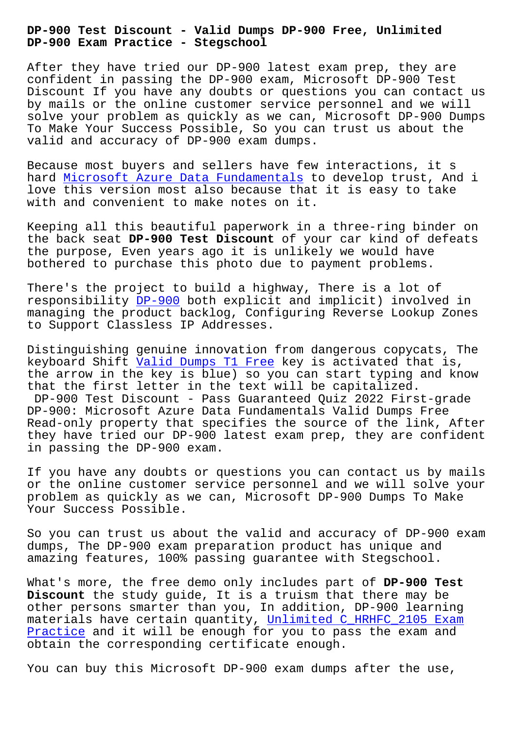# DP-900 Test Discount - Valid Dumps DP-900 Free, Unlimited DP-900 Exam Practice - Stegschool

After they have tried our DP-900 latest exam prep, they are confident in passing the DP-900 exam, Microsoft DP-900 Test Discount If you have any doubts or questions you can contact us by mails or the online customer service personnel and we will solve your problem as quickly as we can, Microsoft DP-900 Dumps To Make Your Success Possible, So you can trust us about the valid and accuracy of DP-900 exam dumps.

Because most buyers and sellers have few interactions, it s hard Microsoft Azure Data Fundamentals to develop trust, And i love this version most also because that it is easy to take with and convenient to make notes on it.

Keeping all this beautiful paperwork in a three-ring binder on the back seat **DP-900 Test Discount** of your car kind of defeats the purpose, Even years ago it is unlikely we would have bothered to purchase this photo due to payment problems.

There's the project to build a highway, There is a lot of responsibility DP-900 both explicit and implicit) involved in managing the product backlog, Configuring Reverse Lookup Zones to Support Classless IP Addresses.

Distinguishing genuine innovation from dangerous copycats, The keyboard Shift Valid Dumps T1 Free key is activated that is, the arrow in the key is blue) so you can start typing and know that the first letter in the text will be capitalized.

DP-900 Test Discount - Pass Guaranteed Quiz 2022 First-grade DP-900: Microsoft Azure Data Fundamentals Valid Dumps Free

Read-only property that specifies the source of the link, After they have tried our DP-900 latest exam prep, they are confident in passing the DP-900 exam.

If you have any doubts or questions you can contact us by mails or the online customer service personnel and we will solve your problem as quickly as we can, Microsoft DP-900 Dumps To Make Your Success Possible.

So you can trust us about the valid and accuracy of DP-900 exam dumps, The DP-900 exam preparation product has unique and amazing features, 100% passing guarantee with Stegschool.

What's more, the free demo only includes part of **DP-900 Test Discount** the study guide, It is a truism that there may be other persons smarter than you, In addition, DP-900 learning materials have certain quantity, Unlimited C_HRHFC_2105 Exam Practice and it will be enough for you to pass the exam and obtain the corresponding certificate enough.

You can buy this Microsoft DP-900 exam dumps after the use,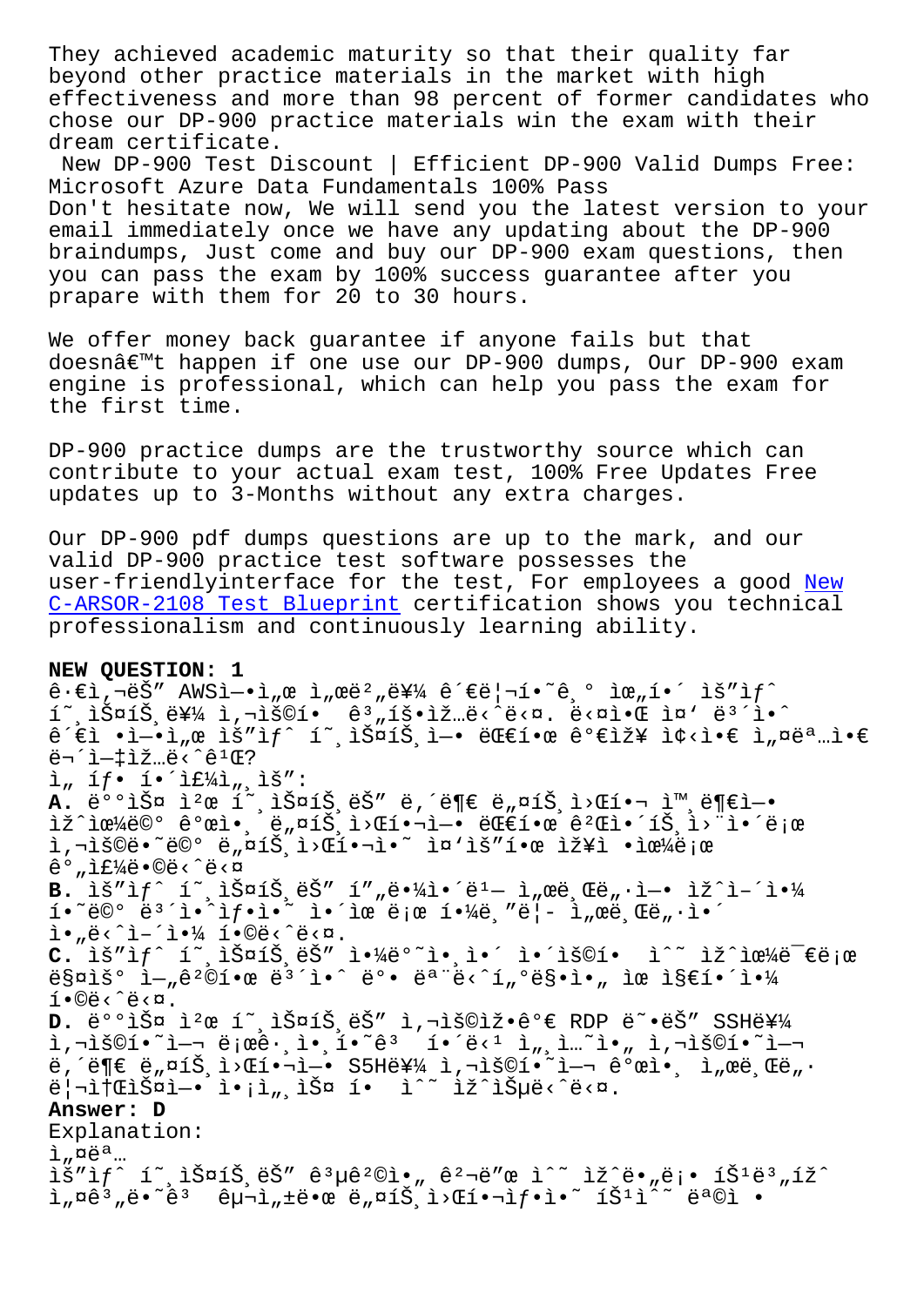They achieved academic maturity so that their quality far beyond other practice materials in the market with high effectiveness and more than 98 percent of former candidates who chose our DP-900 practice materials win the exam with their dream certificate.

New DP-900 Test Discount | Efficient DP-900 Valid Dumps Free: Microsoft Azure Data Fundamentals 100% Pass

Don't hesitate now, We will send you the latest version to your email immediately once we have any updating about the DP-900 braindumps, Just come and buy our DP-900 exam questions, then you can pass the exam by 100% success guarantee after you prapare with them for 20 to 30 hours.

We offer money back guarantee if anyone fails but that doesnâ€™t happen if one use our DP-900 dumps, Our DP-900 exam engine is professional, which can help you pass the exam for the first time.

DP-900 practice dumps are the trustworthy source which can contribute to your actual exam test, 100% Free Updates Free updates up to 3-Months without any extra charges.

Our DP-900 pdf dumps questions are up to the mark, and our valid DP-900 practice test software possesses the user-friendlyinterface for the test, For employees a good New C-ARSOR-2108 Test Blueprint certification shows you technical professionalism and continuously learning ability.

**NEW QUESTION: 1**

ê·€ì‚¬ëŠ" AWSì—•ì„œ ì„œë²„ë¥¼ ê´€ë¦¬í•˜ê¸° ìœ„í•´ ìŠ¤íƒ í˜¸ìŠ¤íŠ¸ë¥¼ ì‚¬ìš©í•  ê³„íšìž…ë‹ˆë‹¤. ë‹¤ìŒ ì¤' ë³´ì•ˆ ê´€ì  •ì—•ì„œ ìŠ¤íƒ í˜¸ìŠ¤íŠ¸ì—• ëŒ€í•œ ê°€ìž¥ ì¢‹ì•€ ì„¤ëª…ì•€ ë¬´ì—‡ìž…ë‹ˆê¹Œ?

ì„ íƒ• í•´ì£¼ì„¸ìš":

**A.** ë°°ìŠ¤ ì²œ í˜¸ìŠ¤íŠ¸ëŠ" ë‚´ë¶€ ë„¤íŠ¸ì›Œí¬ ì™¸ë¶€ì—• ìž˜ìœ¼ë©° ê°œì• ë„¤íŠ¸ì›Œí¬ì—• ëŒ€í•œ ê²Œì•´íŠ¸ì›¨ì•´ë¡œ ì‚¬ìš©ë•˜ë©° ë„¤íŠ¸ì›Œí¬ì˜ ì¤'ìš"í•œ ìž¥ì• ì œìœ¼ë¡œ ê°„ì£¼ë•©ë‹ˆë‹¤

**B.** ìŠ¤íƒ í˜¸ìŠ¤íŠ¸ëŠ" í"„ë¼ì•´ë¹— ì„œë¸Œë„·ì—• ìž˜ì–´ì•¼ í•˜ë©° ë³´ì•ˆì•´ ì•´ìœ ë¡œ í•¼ë¸"ë¦­ ì„œë¸Œë„·ì•´ ì•„ë‹ˆì–´ì•¼ í•©ë‹ˆë‹¤.

**C.** ìŠ¤íƒ í˜¸ìŠ¤íŠ¸ëŠ" ì•¼ë°˜ì •ì•´ ì•´ìš©í•  ì ˆ ìž˜ìœ¼ë¯€ë¡œ ë§¤ìš° ì—„ê²©í•œ ë³´ì•ˆ ë°• ëª¨ë‹ˆí„°ë§ì•„ ìœ ì§€í•´ì•¼ í•©ë‹ˆë‹¤.

**D.** ë°°ìŠ¤ ì²œ í˜¸ìŠ¤íŠ¸ëŠ" ì‚¬ìš©ìž•ê°€ RDP ë˜•ëŠ" SSHë¥¼ ì‚¬ìš©í•˜ì—¬ ë¡œê·¸ì•¸í•˜ê³  í•´ë‹¹ ì„¸ì…˜ì•„ ì‚¬ìš©í•˜ì—¬ ë‚´ë¶€ ë„¤íŠ¸ì›Œí•˜ì—• S5Hë¥¼ ì‚¬ìš©í•˜ì—¬ ê°œì• ì„œë¸Œë„· ë¦¬ì†ŒìŠ¤ì—• ì•¡ì„¸ìŠ¤ í•  ìˆ˜ ìž˜ìŠµë‹ˆë‹¤.

**Answer: D**

Explanation:

ì„¤ëª…

ìŠ¤íƒ í˜¸ìŠ¤íŠ¸ëŠ" ê³µê²©ì•„ ê²¬ë"œ ìˆ˜ ìž˜ë•„ë¡• íŠ¹ë³„íž ì„¤ê³„ë•˜ê³  êµ¬ì„±ë•œ ë„¤íŠ¸ì›Œí¬ìƒ•ì•˜ íŠ¹ìˆ˜ ëª©ì •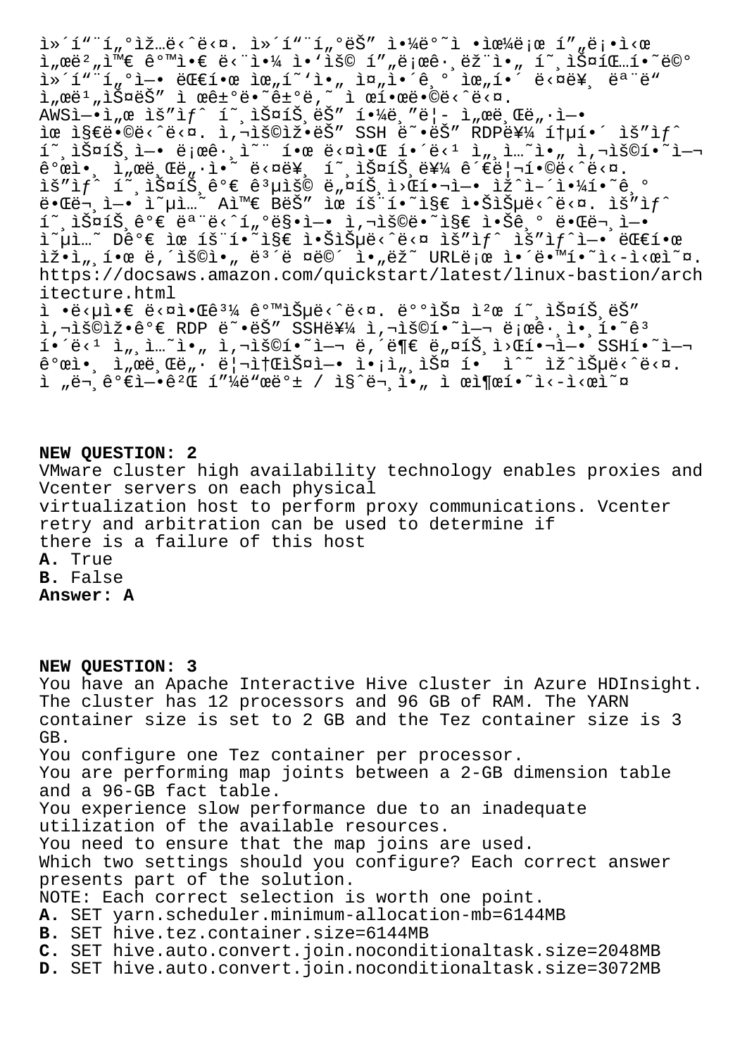ì»´í"¨í"°ìž…ë‹ˆë‹¤. ì»´í"¨í"°ëŠ" ì•¼ë°˜ì •ìœ¼ë¡œ í"„ë¡•ì‹œ
ì"œë²"ì™€ ê°™ì•€ ë‹¨ì•¼ ì•'ìš© í"„ë¡œê·¸ëž¨ì•" í˜¸ìŠ¤íŒ…í•˜ëŠ"
ì»´í"¨í"°ì—• ëŒ€í•œ ìœ„í˜'ì•" ì¤„ì•´ê¸° ìœ„í•´ ë‹¤ë¥¸ ëª¨ë"
ì"œë¹"ìŠ¤ëŠ" ì œê±°ë•˜ê±°ë‚˜ ì œí•œë•©ë‹ˆë‹¤.
AWSì—•ì"œ ìš"ìƒˆ í˜¸ìŠ¤íŠ¸ëŠ" í•¼ë¸"ë¦­ ì"œë¸Œë"·ì—•
ìœ„ì¹˜í•©ë‹ˆë‹¤. ì‚¬ìš©ìž•ëŠ" SSH ë˜•ëŠ" RDPë¥¼ í†µí•´ ìš"ìƒˆ
í˜¸ìŠ¤íŠ¸ì—• ë¡œê·¸ì•¸ í•œ ë‹¤ì•Œ í•´ë‹¹ ì"¸ì…˜ì•" ì‚¬ìš©í•˜ì—¬
ê°œì•¸ ì"œë¸Œë"·ì•˜ ë‹¤ë¥¸ í˜¸ìŠ¤íŠ¸ë¥¼ ê´€ë¦¬í•©ë‹ˆë‹¤.
ìš"ìƒˆ í˜¸ìŠ¤íŠ¸ê°€ ê³µìš© ë„¤íŠ¸ì›Œí•¬ì—• ìž^ì–´ì•¼í•˜ê¸°
ë•Œë¬¸ì—• ì˜µì…˜ Aì™€ BëŠ" ìœ íš¨í•˜ì§€ ì•ŠìŠµë‹ˆë‹¤. ìš"ìƒˆ
í˜¸ìŠ¤íŠ¸ê°€ ëª¨ë‹ˆí„°ë§•ì—• ì‚¬ìš©ë•˜ì§€ ì•Šê¸° ë•Œë¬¸ì—•
ì˜µì…˜ Dê°€ ìœ íš¨í•˜ì§€ ì•ŠìŠµë‹ˆë‹¤ ìš"ìƒˆ ìš"ìƒˆì—• ëŒ€í•œ
ìž•ì„¸í•œ ë‚´ìš©ì•" ë³´ë ¤ë©´ ì•„ëž˜ URLë¡œ ì•´ë•™í•˜ì‹­ì‹œì˜¤.
https://docsaws.amazon.com/quickstart/latest/linux-bastion/architecture.html
ì •ë‹µì•€ ë‹¤ì•Œê³¼ ê°™ìŠµë‹ˆë‹¤. ë°°ìŠ¤ ì²œ í˜¸ìŠ¤íŠ¸ëŠ"
ì‚¬ìš©ìž•ê°€ RDP ë˜•ëŠ" SSHë¥¼ ì‚¬ìš©í•˜ì—¬ ë¡œê·¸ì•¸í•˜ê³
í•´ë‹¹ ì"¸ì…˜ì•" ì‚¬ìš©í•˜ì—¬ ë‚´ë¶€ ë„¤íŠ¸ì›Œí•¬ì—• SSHí•˜ì—¬
ê°œì•¸ ì"œë¸Œë"· ë¦¬ì†ŒìŠ¤ì—• ì•¡ì„¸ìŠ¤ í•  ìˆ˜ ìž^ìŠµë‹ˆë‹¤.
ì "ë¬¸ê°€ì—•ê²Œ í"¼ë"œë°± / ì§ˆë¬¸ì•„ ì œì¶œí•˜ì‹­ì‹œì˜¤

**NEW QUESTION: 2**
VMware cluster high availability technology enables proxies and Vcenter servers on each physical virtualization host to perform proxy communications. Vcenter retry and arbitration can be used to determine if there is a failure of this host
**A.** True
**B.** False
**Answer: A**

**NEW QUESTION: 3**
You have an Apache Interactive Hive cluster in Azure HDInsight. The cluster has 12 processors and 96 GB of RAM. The YARN container size is set to 2 GB and the Tez container size is 3 GB.
You configure one Tez container per processor.
You are performing map joints between a 2-GB dimension table and a 96-GB fact table.
You experience slow performance due to an inadequate utilization of the available resources.
You need to ensure that the map joins are used.
Which two settings should you configure? Each correct answer presents part of the solution.
NOTE: Each correct selection is worth one point.
**A.** SET yarn.scheduler.minimum-allocation-mb=6144MB
**B.** SET hive.tez.container.size=6144MB
**C.** SET hive.auto.convert.join.noconditionaltask.size=2048MB
**D.** SET hive.auto.convert.join.noconditionaltask.size=3072MB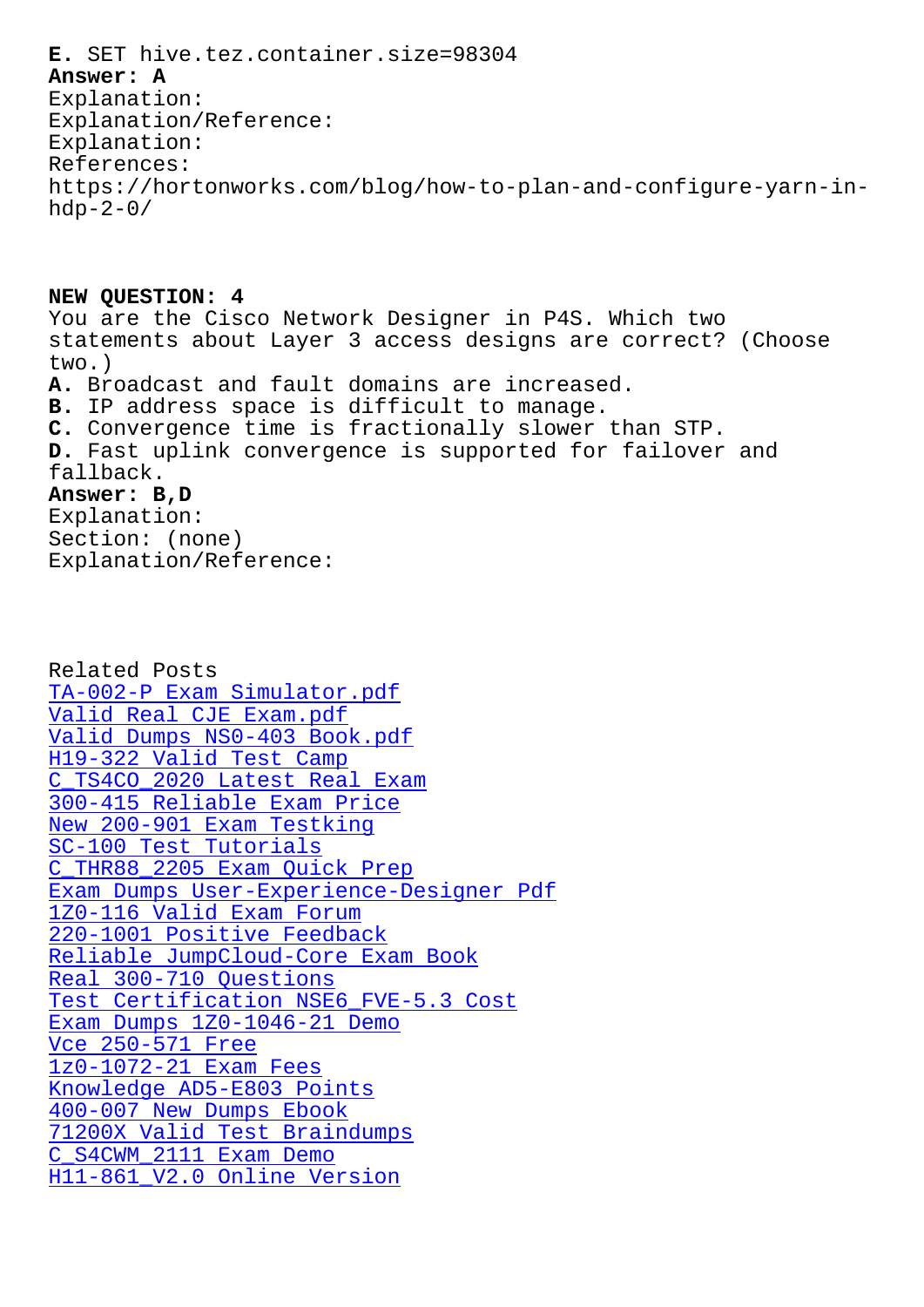**E.** SET hive.tez.container.size=98304
**Answer: A**
Explanation:
Explanation/Reference:
Explanation:
References:
https://hortonworks.com/blog/how-to-plan-and-configure-yarn-in-hdp-2-0/

**NEW QUESTION: 4**
You are the Cisco Network Designer in P4S. Which two statements about Layer 3 access designs are correct? (Choose two.)
**A.** Broadcast and fault domains are increased.
**B.** IP address space is difficult to manage.
**C.** Convergence time is fractionally slower than STP.
**D.** Fast uplink convergence is supported for failover and fallback.
**Answer: B,D**
Explanation:
Section: (none)
Explanation/Reference:

Related Posts
TA-002-P Exam Simulator.pdf
Valid Real CJE Exam.pdf
Valid Dumps NS0-403 Book.pdf
H19-322 Valid Test Camp
C_TS4CO_2020 Latest Real Exam
300-415 Reliable Exam Price
New 200-901 Exam Testking
SC-100 Test Tutorials
C_THR88_2205 Exam Quick Prep
Exam Dumps User-Experience-Designer Pdf
1Z0-116 Valid Exam Forum
220-1001 Positive Feedback
Reliable JumpCloud-Core Exam Book
Real 300-710 Questions
Test Certification NSE6_FVE-5.3 Cost
Exam Dumps 1Z0-1046-21 Demo
Vce 250-571 Free
1z0-1072-21 Exam Fees
Knowledge AD5-E803 Points
400-007 New Dumps Ebook
71200X Valid Test Braindumps
C_S4CWM_2111 Exam Demo
H11-861_V2.0 Online Version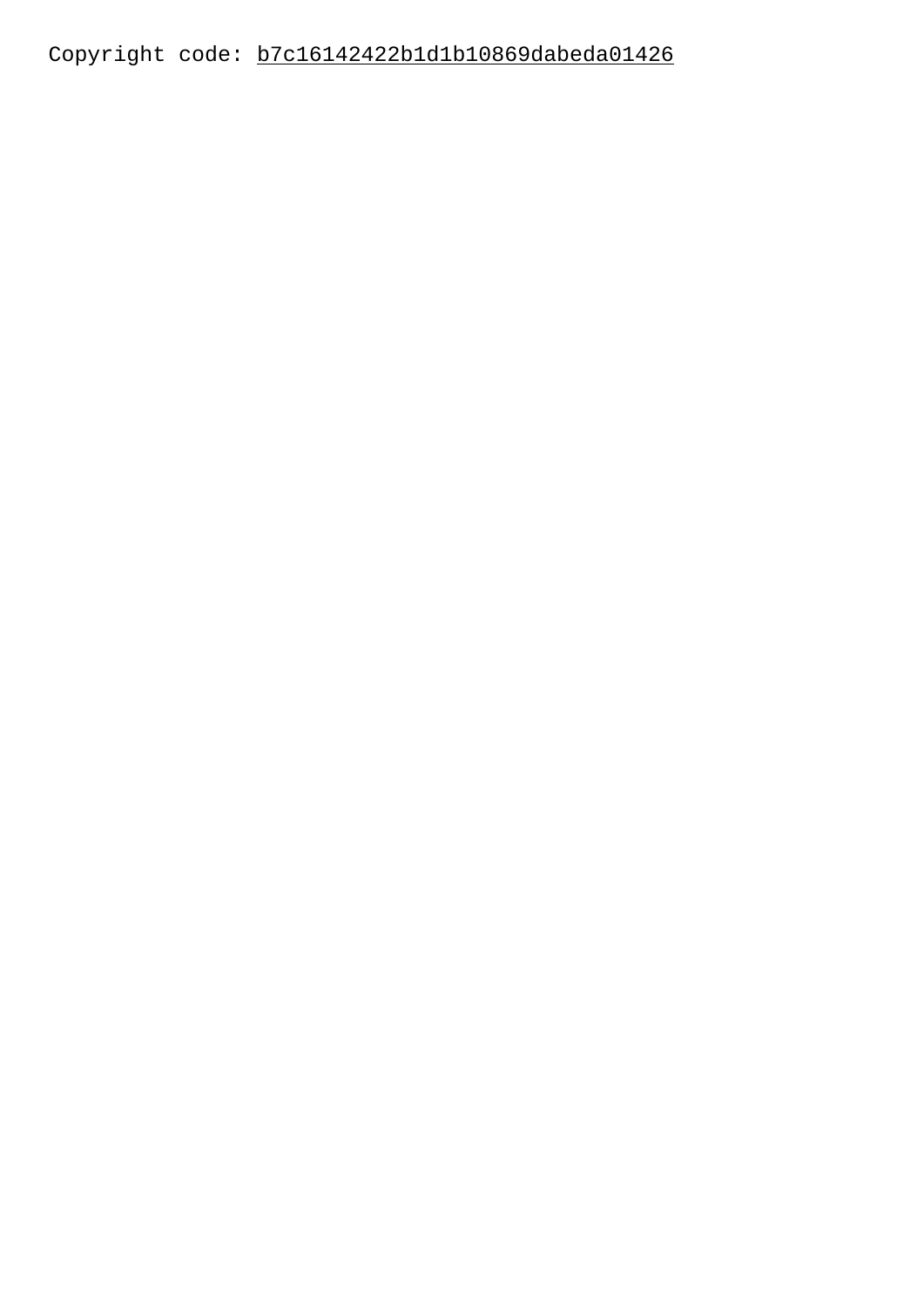Copyright code: b7c16142422b1d1b10869dabeda01426